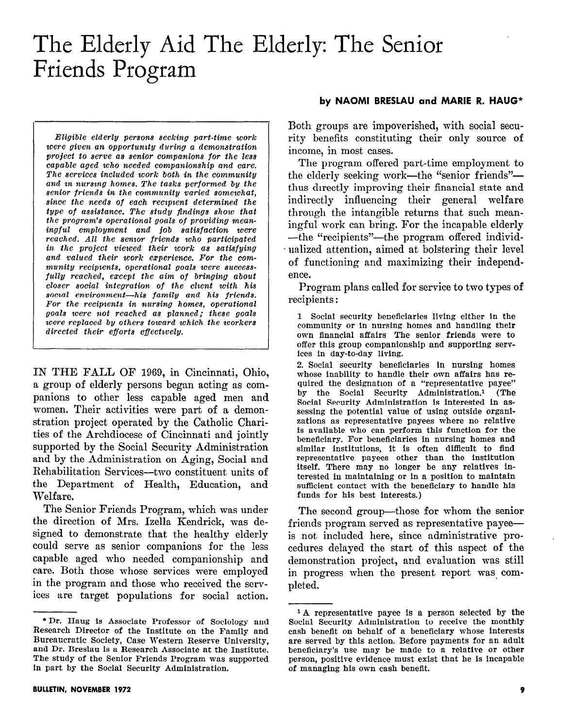# The Elderly Aid The Elderly: The Senior Friends Program

**by NAOMI BRESLAU and MARIE R. HAUG***

*Eligible elderly persons seeking part-time work were given an opportunity during a demonstration project to serve as senior companions for the less capable aged who needed companionship and care. The services included work both in the community and in nursing homes. The tasks performed by the senior friends in the community varied somewhat, since the needs of each recipient determined the type of assistance. The study findings show that the program's operational goals of providing meaningful employment and job satisfaction were reached. All the senior friends who participated in the project viewed their work as satisfying and valued their work experience. For the community recipients, operational goals were successfully reached, except the aim of bringing about closer social integration of the client with his social environment—his family and his friends. For the recipients in nursing homes, operational goals were not reached as planned; these goals were replaced by others toward which the workers directed their efforts effectively.*

IN THE FALL OF 1969, in Cincinnati, Ohio, a group of elderly persons began acting as companions to other less capable aged men and women. Their activities were part of a demonstration project operated by the Catholic Charities of the Archdiocese of Cincinnati and jointly supported by the Social Security Administration and by the Administration on Aging, Social and Rehabilitation Services—two constituent units of the Department of Health, Education, and Welfare.

The Senior Friends Program, which was under the direction of Mrs. Izella Kendrick, was designed to demonstrate that the healthy elderly could serve as senior companions for the less capable aged who needed companionship and care. Both those whose services were employed in the program and those who received the services are target populations for social action. Both groups are impoverished, with social security benefits constituting their only source of income, in most cases.

The program offered part-time employment to the elderly seeking work—the "senior friends"—thus directly improving their financial state and indirectly influencing their general welfare through the intangible returns that such meaningful work can bring. For the incapable elderly—the "recipients"—the program offered individualized attention, aimed at bolstering their level of functioning and maximizing their independence.

Program plans called for service to two types of recipients:

1. Social security beneficiaries living either in the community or in nursing homes and handling their own financial affairs. The senior friends were to offer this group companionship and supporting services in day-to-day living.
2. Social security beneficiaries in nursing homes whose inability to handle their own affairs has required the designation of a "representative payee" by the Social Security Administration.[1] (The Social Security Administration is interested in assessing the potential value of using outside organizations as representative payees where no relative is available who can perform this function for the beneficiary. For beneficiaries in nursing homes and similar institutions, it is often difficult to find representative payees other than the institution itself. There may no longer be any relatives interested in maintaining or in a position to maintain sufficient contact with the beneficiary to handle his funds for his best interests.)

The second group—those for whom the senior friends program served as representative payee—is not included here, since administrative procedures delayed the start of this aspect of the demonstration project, and evaluation was still in progress when the present report was completed.

---

* Dr. Haug is Associate Professor of Sociology and Research Director of the Institute on the Family and Bureaucratic Society, Case Western Reserve University, and Dr. Breslau is a Research Associate at the Institute. The study of the Senior Friends Program was supported in part by the Social Security Administration.

[1] A representative payee is a person selected by the Social Security Administration to receive the monthly cash benefit on behalf of a beneficiary whose interests are served by this action. Before payments for an adult beneficiary's use may be made to a relative or other person, positive evidence must exist that he is incapable of managing his own cash benefit.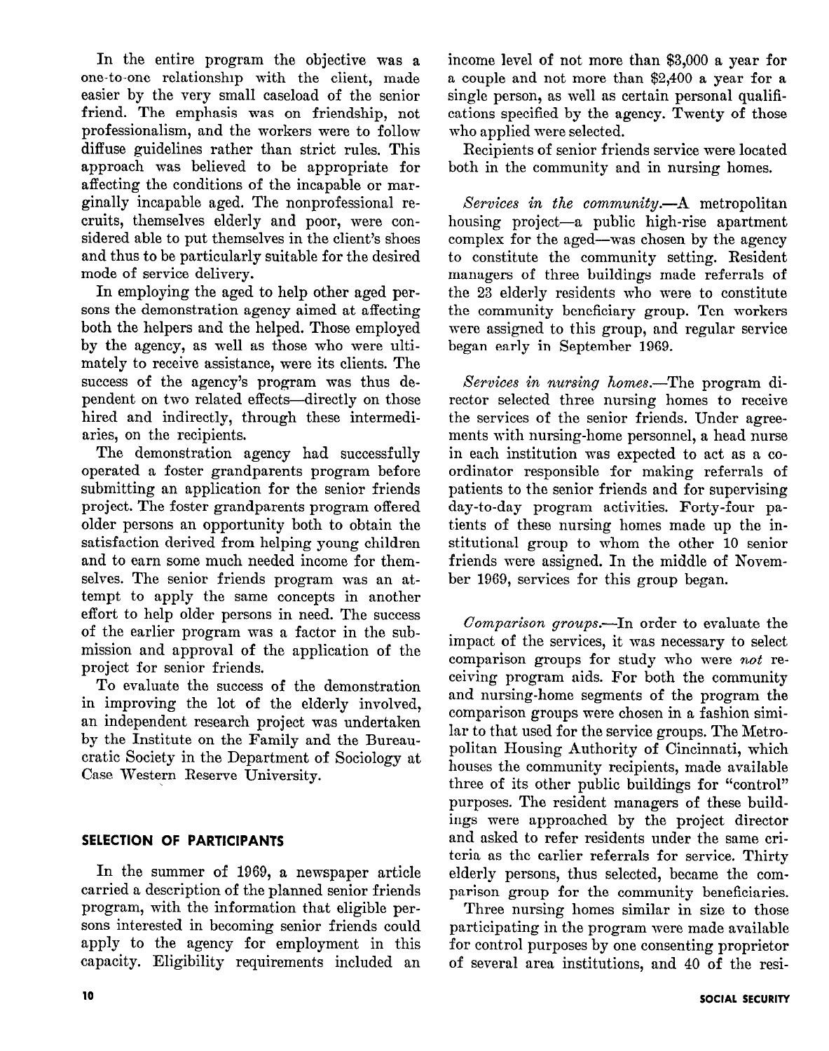In the entire program the objective was a one-to-one relationship with the client, made easier by the very small caseload of the senior friend. The emphasis was on friendship, not professionalism, and the workers were to follow diffuse guidelines rather than strict rules. This approach was believed to be appropriate for affecting the conditions of the incapable or marginally incapable aged. The nonprofessional recruits, themselves elderly and poor, were considered able to put themselves in the client's shoes and thus to be particularly suitable for the desired mode of service delivery.

In employing the aged to help other aged persons the demonstration agency aimed at affecting both the helpers and the helped. Those employed by the agency, as well as those who were ultimately to receive assistance, were its clients. The success of the agency's program was thus dependent on two related effects—directly on those hired and indirectly, through these intermediaries, on the recipients.

The demonstration agency had successfully operated a foster grandparents program before submitting an application for the senior friends project. The foster grandparents program offered older persons an opportunity both to obtain the satisfaction derived from helping young children and to earn some much needed income for themselves. The senior friends program was an attempt to apply the same concepts in another effort to help older persons in need. The success of the earlier program was a factor in the submission and approval of the application of the project for senior friends.

To evaluate the success of the demonstration in improving the lot of the elderly involved, an independent research project was undertaken by the Institute on the Family and the Bureaucratic Society in the Department of Sociology at Case Western Reserve University.

## SELECTION OF PARTICIPANTS

In the summer of 1969, a newspaper article carried a description of the planned senior friends program, with the information that eligible persons interested in becoming senior friends could apply to the agency for employment in this capacity. Eligibility requirements included an income level of not more than $3,000 a year for a couple and not more than $2,400 a year for a single person, as well as certain personal qualifications specified by the agency. Twenty of those who applied were selected.

Recipients of senior friends service were located both in the community and in nursing homes.

*Services in the community.*—A metropolitan housing project—a public high-rise apartment complex for the aged—was chosen by the agency to constitute the community setting. Resident managers of three buildings made referrals of the 23 elderly residents who were to constitute the community beneficiary group. Ten workers were assigned to this group, and regular service began early in September 1969.

*Services in nursing homes.*—The program director selected three nursing homes to receive the services of the senior friends. Under agreements with nursing-home personnel, a head nurse in each institution was expected to act as a coordinator responsible for making referrals of patients to the senior friends and for supervising day-to-day program activities. Forty-four patients of these nursing homes made up the institutional group to whom the other 10 senior friends were assigned. In the middle of November 1969, services for this group began.

*Comparison groups.*—In order to evaluate the impact of the services, it was necessary to select comparison groups for study who were *not* receiving program aids. For both the community and nursing-home segments of the program the comparison groups were chosen in a fashion similar to that used for the service groups. The Metropolitan Housing Authority of Cincinnati, which houses the community recipients, made available three of its other public buildings for "control" purposes. The resident managers of these buildings were approached by the project director and asked to refer residents under the same criteria as the earlier referrals for service. Thirty elderly persons, thus selected, became the comparison group for the community beneficiaries.

Three nursing homes similar in size to those participating in the program were made available for control purposes by one consenting proprietor of several area institutions, and 40 of the resi-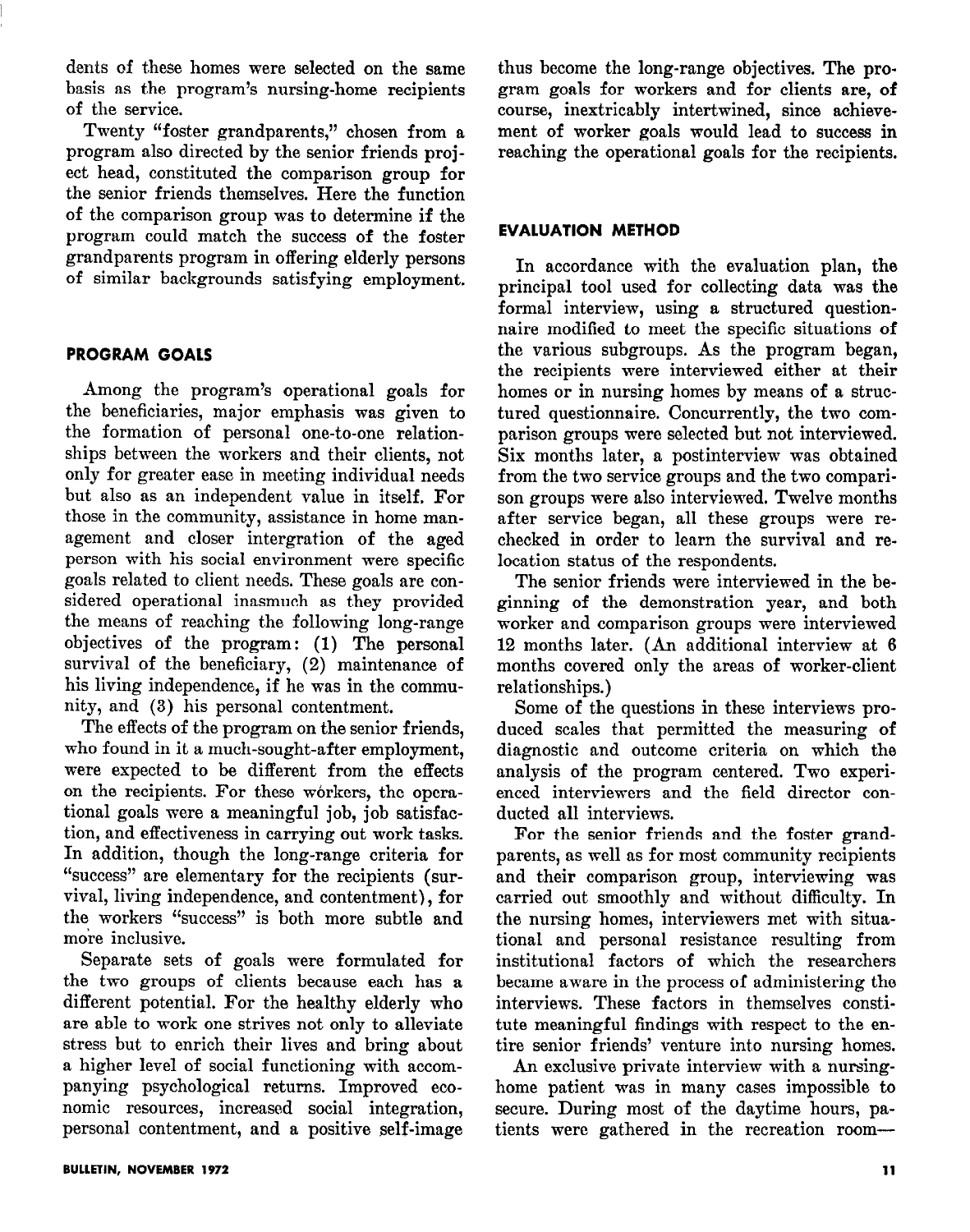dents of these homes were selected on the same basis as the program's nursing-home recipients of the service.

Twenty "foster grandparents," chosen from a program also directed by the senior friends project head, constituted the comparison group for the senior friends themselves. Here the function of the comparison group was to determine if the program could match the success of the foster grandparents program in offering elderly persons of similar backgrounds satisfying employment.

## PROGRAM GOALS

Among the program's operational goals for the beneficiaries, major emphasis was given to the formation of personal one-to-one relationships between the workers and their clients, not only for greater ease in meeting individual needs but also as an independent value in itself. For those in the community, assistance in home management and closer intergration of the aged person with his social environment were specific goals related to client needs. These goals are considered operational inasmuch as they provided the means of reaching the following long-range objectives of the program: (1) The personal survival of the beneficiary, (2) maintenance of his living independence, if he was in the community, and (3) his personal contentment.

The effects of the program on the senior friends, who found in it a much-sought-after employment, were expected to be different from the effects on the recipients. For these workers, the operational goals were a meaningful job, job satisfaction, and effectiveness in carrying out work tasks. In addition, though the long-range criteria for "success" are elementary for the recipients (survival, living independence, and contentment), for the workers "success" is both more subtle and more inclusive.

Separate sets of goals were formulated for the two groups of clients because each has a different potential. For the healthy elderly who are able to work one strives not only to alleviate stress but to enrich their lives and bring about a higher level of social functioning with accompanying psychological returns. Improved economic resources, increased social integration, personal contentment, and a positive self-image thus become the long-range objectives. The program goals for workers and for clients are, of course, inextricably intertwined, since achievement of worker goals would lead to success in reaching the operational goals for the recipients.

## EVALUATION METHOD

In accordance with the evaluation plan, the principal tool used for collecting data was the formal interview, using a structured questionnaire modified to meet the specific situations of the various subgroups. As the program began, the recipients were interviewed either at their homes or in nursing homes by means of a structured questionnaire. Concurrently, the two comparison groups were selected but not interviewed. Six months later, a postinterview was obtained from the two service groups and the two comparison groups were also interviewed. Twelve months after service began, all these groups were rechecked in order to learn the survival and relocation status of the respondents.

The senior friends were interviewed in the beginning of the demonstration year, and both worker and comparison groups were interviewed 12 months later. (An additional interview at 6 months covered only the areas of worker-client relationships.)

Some of the questions in these interviews produced scales that permitted the measuring of diagnostic and outcome criteria on which the analysis of the program centered. Two experienced interviewers and the field director conducted all interviews.

For the senior friends and the foster grandparents, as well as for most community recipients and their comparison group, interviewing was carried out smoothly and without difficulty. In the nursing homes, interviewers met with situational and personal resistance resulting from institutional factors of which the researchers became aware in the process of administering the interviews. These factors in themselves constitute meaningful findings with respect to the entire senior friends' venture into nursing homes.

An exclusive private interview with a nursing-home patient was in many cases impossible to secure. During most of the daytime hours, patients were gathered in the recreation room—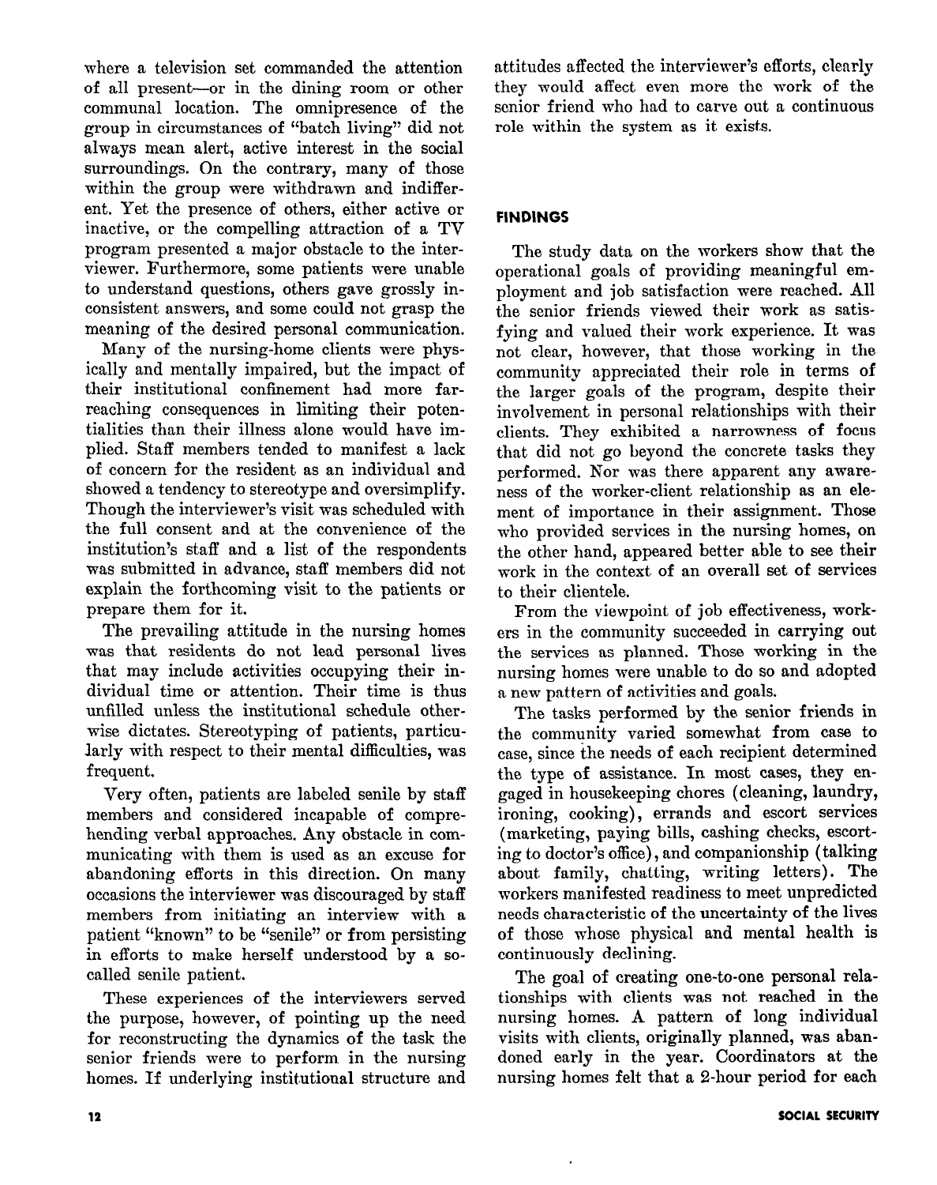where a television set commanded the attention of all present—or in the dining room or other communal location. The omnipresence of the group in circumstances of "batch living" did not always mean alert, active interest in the social surroundings. On the contrary, many of those within the group were withdrawn and indifferent. Yet the presence of others, either active or inactive, or the compelling attraction of a TV program presented a major obstacle to the interviewer. Furthermore, some patients were unable to understand questions, others gave grossly inconsistent answers, and some could not grasp the meaning of the desired personal communication.

Many of the nursing-home clients were physically and mentally impaired, but the impact of their institutional confinement had more far-reaching consequences in limiting their potentialities than their illness alone would have implied. Staff members tended to manifest a lack of concern for the resident as an individual and showed a tendency to stereotype and oversimplify. Though the interviewer's visit was scheduled with the full consent and at the convenience of the institution's staff and a list of the respondents was submitted in advance, staff members did not explain the forthcoming visit to the patients or prepare them for it.

The prevailing attitude in the nursing homes was that residents do not lead personal lives that may include activities occupying their individual time or attention. Their time is thus unfilled unless the institutional schedule otherwise dictates. Stereotyping of patients, particularly with respect to their mental difficulties, was frequent.

Very often, patients are labeled senile by staff members and considered incapable of comprehending verbal approaches. Any obstacle in communicating with them is used as an excuse for abandoning efforts in this direction. On many occasions the interviewer was discouraged by staff members from initiating an interview with a patient "known" to be "senile" or from persisting in efforts to make herself understood by a so-called senile patient.

These experiences of the interviewers served the purpose, however, of pointing up the need for reconstructing the dynamics of the task the senior friends were to perform in the nursing homes. If underlying institutional structure and attitudes affected the interviewer's efforts, clearly they would affect even more the work of the senior friend who had to carve out a continuous role within the system as it exists.

## FINDINGS

The study data on the workers show that the operational goals of providing meaningful employment and job satisfaction were reached. All the senior friends viewed their work as satisfying and valued their work experience. It was not clear, however, that those working in the community appreciated their role in terms of the larger goals of the program, despite their involvement in personal relationships with their clients. They exhibited a narrowness of focus that did not go beyond the concrete tasks they performed. Nor was there apparent any awareness of the worker-client relationship as an element of importance in their assignment. Those who provided services in the nursing homes, on the other hand, appeared better able to see their work in the context of an overall set of services to their clientele.

From the viewpoint of job effectiveness, workers in the community succeeded in carrying out the services as planned. Those working in the nursing homes were unable to do so and adopted a new pattern of activities and goals.

The tasks performed by the senior friends in the community varied somewhat from case to case, since the needs of each recipient determined the type of assistance. In most cases, they engaged in housekeeping chores (cleaning, laundry, ironing, cooking), errands and escort services (marketing, paying bills, cashing checks, escorting to doctor's office), and companionship (talking about family, chatting, writing letters). The workers manifested readiness to meet unpredicted needs characteristic of the uncertainty of the lives of those whose physical and mental health is continuously declining.

The goal of creating one-to-one personal relationships with clients was not reached in the nursing homes. A pattern of long individual visits with clients, originally planned, was abandoned early in the year. Coordinators at the nursing homes felt that a 2-hour period for each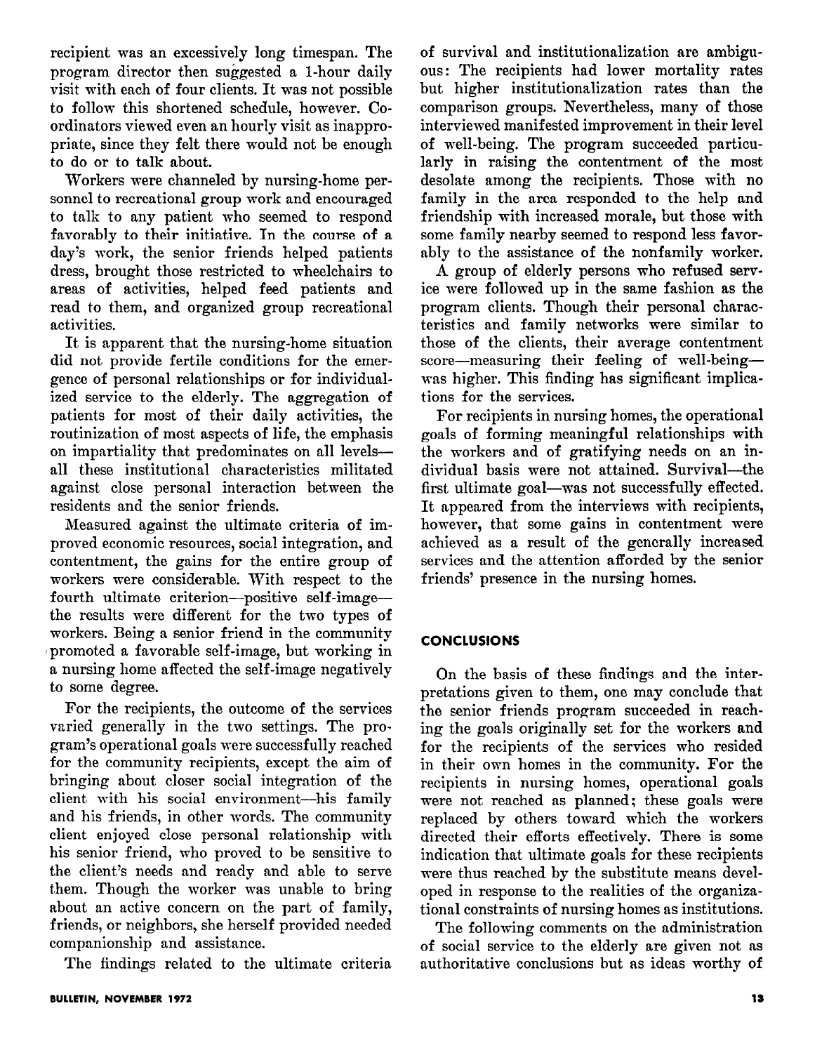recipient was an excessively long timespan. The program director then suggested a 1-hour daily visit with each of four clients. It was not possible to follow this shortened schedule, however. Coordinators viewed even an hourly visit as inappropriate, since they felt there would not be enough to do or to talk about.

Workers were channeled by nursing-home personnel to recreational group work and encouraged to talk to any patient who seemed to respond favorably to their initiative. In the course of a day's work, the senior friends helped patients dress, brought those restricted to wheelchairs to areas of activities, helped feed patients and read to them, and organized group recreational activities.

It is apparent that the nursing-home situation did not provide fertile conditions for the emergence of personal relationships or for individualized service to the elderly. The aggregation of patients for most of their daily activities, the routinization of most aspects of life, the emphasis on impartiality that predominates on all levels—all these institutional characteristics militated against close personal interaction between the residents and the senior friends.

Measured against the ultimate criteria of improved economic resources, social integration, and contentment, the gains for the entire group of workers were considerable. With respect to the fourth ultimate criterion—positive self-image—the results were different for the two types of workers. Being a senior friend in the community promoted a favorable self-image, but working in a nursing home affected the self-image negatively to some degree.

For the recipients, the outcome of the services varied generally in the two settings. The program's operational goals were successfully reached for the community recipients, except the aim of bringing about closer social integration of the client with his social environment—his family and his friends, in other words. The community client enjoyed close personal relationship with his senior friend, who proved to be sensitive to the client's needs and ready and able to serve them. Though the worker was unable to bring about an active concern on the part of family, friends, or neighbors, she herself provided needed companionship and assistance.

The findings related to the ultimate criteria of survival and institutionalization are ambiguous: The recipients had lower mortality rates but higher institutionalization rates than the comparison groups. Nevertheless, many of those interviewed manifested improvement in their level of well-being. The program succeeded particularly in raising the contentment of the most desolate among the recipients. Those with no family in the area responded to the help and friendship with increased morale, but those with some family nearby seemed to respond less favorably to the assistance of the nonfamily worker.

A group of elderly persons who refused service were followed up in the same fashion as the program clients. Though their personal characteristics and family networks were similar to those of the clients, their average contentment score—measuring their feeling of well-being—was higher. This finding has significant implications for the services.

For recipients in nursing homes, the operational goals of forming meaningful relationships with the workers and of gratifying needs on an individual basis were not attained. Survival—the first ultimate goal—was not successfully effected. It appeared from the interviews with recipients, however, that some gains in contentment were achieved as a result of the generally increased services and the attention afforded by the senior friends' presence in the nursing homes.

## CONCLUSIONS

On the basis of these findings and the interpretations given to them, one may conclude that the senior friends program succeeded in reaching the goals originally set for the workers and for the recipients of the services who resided in their own homes in the community. For the recipients in nursing homes, operational goals were not reached as planned; these goals were replaced by others toward which the workers directed their efforts effectively. There is some indication that ultimate goals for these recipients were thus reached by the substitute means developed in response to the realities of the organizational constraints of nursing homes as institutions.

The following comments on the administration of social service to the elderly are given not as authoritative conclusions but as ideas worthy of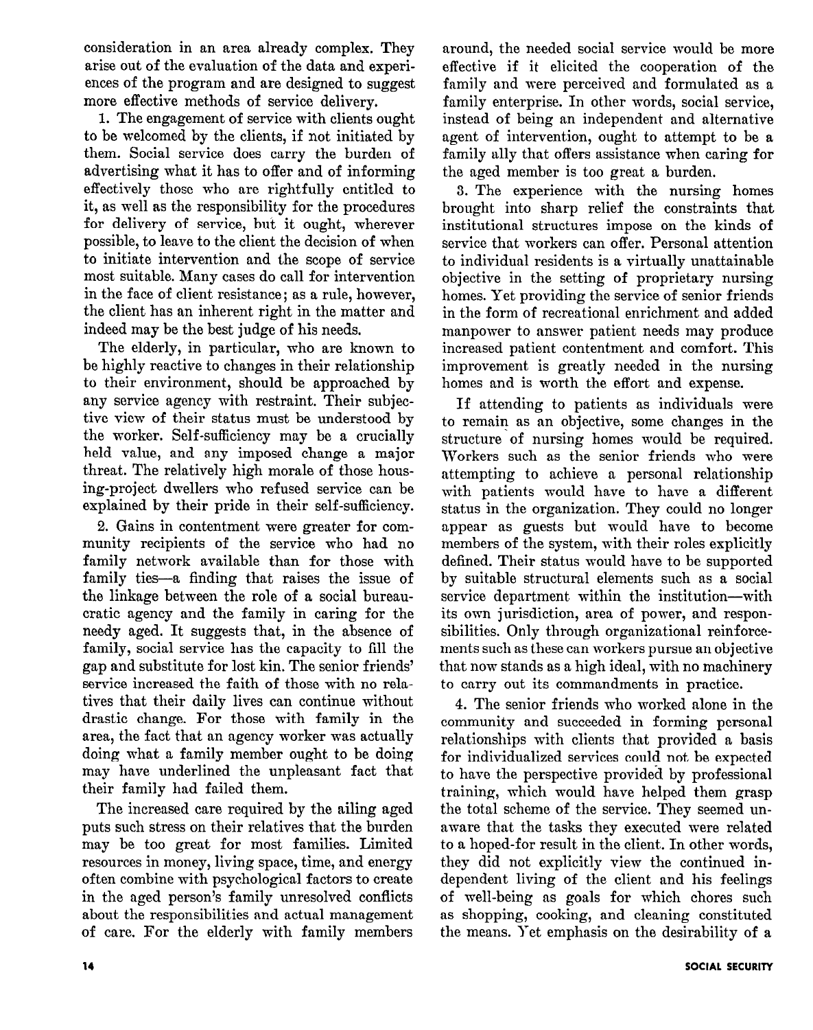consideration in an area already complex. They arise out of the evaluation of the data and experiences of the program and are designed to suggest more effective methods of service delivery.

1. The engagement of service with clients ought to be welcomed by the clients, if not initiated by them. Social service does carry the burden of advertising what it has to offer and of informing effectively those who are rightfully entitled to it, as well as the responsibility for the procedures for delivery of service, but it ought, wherever possible, to leave to the client the decision of when to initiate intervention and the scope of service most suitable. Many cases do call for intervention in the face of client resistance; as a rule, however, the client has an inherent right in the matter and indeed may be the best judge of his needs.

The elderly, in particular, who are known to be highly reactive to changes in their relationship to their environment, should be approached by any service agency with restraint. Their subjective view of their status must be understood by the worker. Self-sufficiency may be a crucially held value, and any imposed change a major threat. The relatively high morale of those housing-project dwellers who refused service can be explained by their pride in their self-sufficiency.

2. Gains in contentment were greater for community recipients of the service who had no family network available than for those with family ties—a finding that raises the issue of the linkage between the role of a social bureaucratic agency and the family in caring for the needy aged. It suggests that, in the absence of family, social service has the capacity to fill the gap and substitute for lost kin. The senior friends' service increased the faith of those with no relatives that their daily lives can continue without drastic change. For those with family in the area, the fact that an agency worker was actually doing what a family member ought to be doing may have underlined the unpleasant fact that their family had failed them.

The increased care required by the ailing aged puts such stress on their relatives that the burden may be too great for most families. Limited resources in money, living space, time, and energy often combine with psychological factors to create in the aged person's family unresolved conflicts about the responsibilities and actual management of care. For the elderly with family members around, the needed social service would be more effective if it elicited the cooperation of the family and were perceived and formulated as a family enterprise. In other words, social service, instead of being an independent and alternative agent of intervention, ought to attempt to be a family ally that offers assistance when caring for the aged member is too great a burden.

3. The experience with the nursing homes brought into sharp relief the constraints that institutional structures impose on the kinds of service that workers can offer. Personal attention to individual residents is a virtually unattainable objective in the setting of proprietary nursing homes. Yet providing the service of senior friends in the form of recreational enrichment and added manpower to answer patient needs may produce increased patient contentment and comfort. This improvement is greatly needed in the nursing homes and is worth the effort and expense.

If attending to patients as individuals were to remain as an objective, some changes in the structure of nursing homes would be required. Workers such as the senior friends who were attempting to achieve a personal relationship with patients would have to have a different status in the organization. They could no longer appear as guests but would have to become members of the system, with their roles explicitly defined. Their status would have to be supported by suitable structural elements such as a social service department within the institution—with its own jurisdiction, area of power, and responsibilities. Only through organizational reinforcements such as these can workers pursue an objective that now stands as a high ideal, with no machinery to carry out its commandments in practice.

4. The senior friends who worked alone in the community and succeeded in forming personal relationships with clients that provided a basis for individualized services could not be expected to have the perspective provided by professional training, which would have helped them grasp the total scheme of the service. They seemed unaware that the tasks they executed were related to a hoped-for result in the client. In other words, they did not explicitly view the continued independent living of the client and his feelings of well-being as goals for which chores such as shopping, cooking, and cleaning constituted the means. Yet emphasis on the desirability of a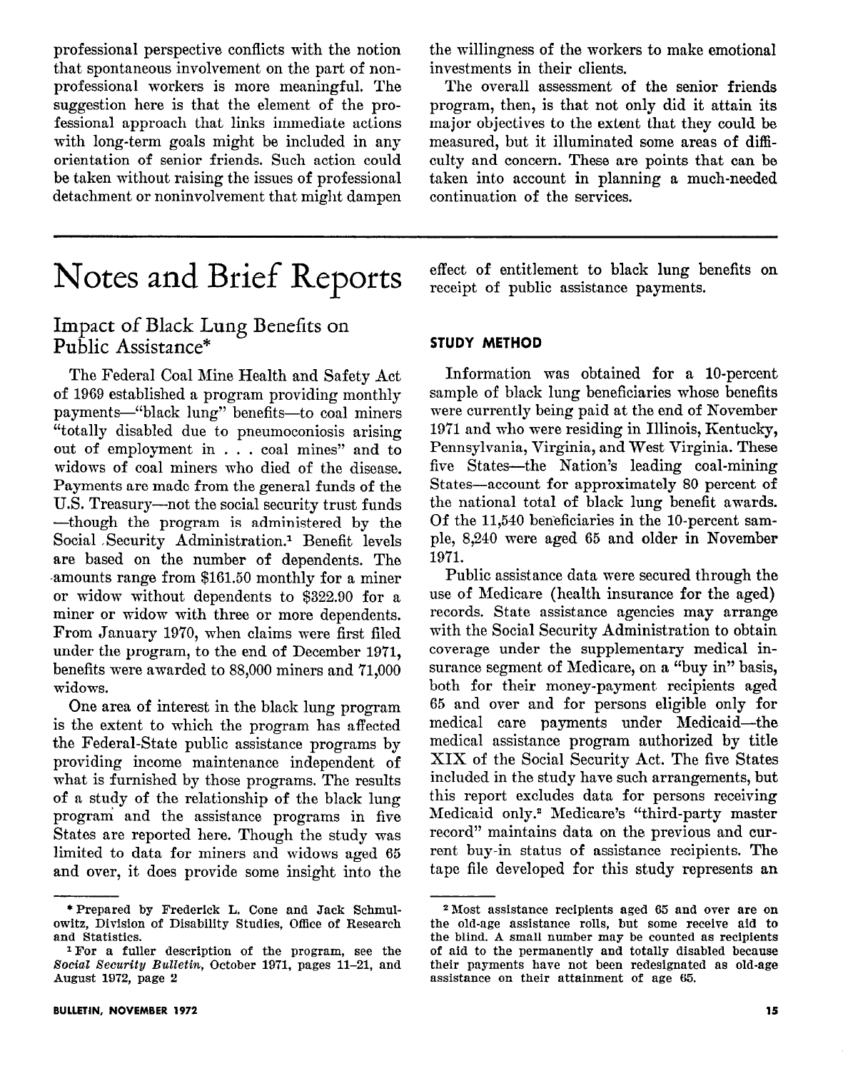professional perspective conflicts with the notion that spontaneous involvement on the part of nonprofessional workers is more meaningful. The suggestion here is that the element of the professional approach that links immediate actions with long-term goals might be included in any orientation of senior friends. Such action could be taken without raising the issues of professional detachment or noninvolvement that might dampen the willingness of the workers to make emotional investments in their clients.

The overall assessment of the senior friends program, then, is that not only did it attain its major objectives to the extent that they could be measured, but it illuminated some areas of difficulty and concern. These are points that can be taken into account in planning a much-needed continuation of the services.

# Notes and Brief Reports

## Impact of Black Lung Benefits on Public Assistance*

The Federal Coal Mine Health and Safety Act of 1969 established a program providing monthly payments—"black lung" benefits—to coal miners "totally disabled due to pneumoconiosis arising out of employment in . . . coal mines" and to widows of coal miners who died of the disease. Payments are made from the general funds of the U.S. Treasury—not the social security trust funds—though the program is administered by the Social Security Administration.[1] Benefit levels are based on the number of dependents. The amounts range from $161.50 monthly for a miner or widow without dependents to $322.90 for a miner or widow with three or more dependents. From January 1970, when claims were first filed under the program, to the end of December 1971, benefits were awarded to 88,000 miners and 71,000 widows.

One area of interest in the black lung program is the extent to which the program has affected the Federal-State public assistance programs by providing income maintenance independent of what is furnished by those programs. The results of a study of the relationship of the black lung program and the assistance programs in five States are reported here. Though the study was limited to data for miners and widows aged 65 and over, it does provide some insight into the effect of entitlement to black lung benefits on receipt of public assistance payments.

### STUDY METHOD

Information was obtained for a 10-percent sample of black lung beneficiaries whose benefits were currently being paid at the end of November 1971 and who were residing in Illinois, Kentucky, Pennsylvania, Virginia, and West Virginia. These five States—the Nation's leading coal-mining States—account for approximately 80 percent of the national total of black lung benefit awards. Of the 11,540 beneficiaries in the 10-percent sample, 8,240 were aged 65 and older in November 1971.

Public assistance data were secured through the use of Medicare (health insurance for the aged) records. State assistance agencies may arrange with the Social Security Administration to obtain coverage under the supplementary medical insurance segment of Medicare, on a "buy in" basis, both for their money-payment recipients aged 65 and over and for persons eligible only for medical care payments under Medicaid—the medical assistance program authorized by title XIX of the Social Security Act. The five States included in the study have such arrangements, but this report excludes data for persons receiving Medicaid only.[2] Medicare's "third-party master record" maintains data on the previous and current buy-in status of assistance recipients. The tape file developed for this study represents an

---

\* Prepared by Frederick L. Cone and Jack Schmulowitz, Division of Disability Studies, Office of Research and Statistics.

[1] For a fuller description of the program, see the *Social Security Bulletin*, October 1971, pages 11–21, and August 1972, page 2

[2] Most assistance recipients aged 65 and over are on the old-age assistance rolls, but some receive aid to the blind. A small number may be counted as recipients of aid to the permanently and totally disabled because their payments have not been redesignated as old-age assistance on their attainment of age 65.